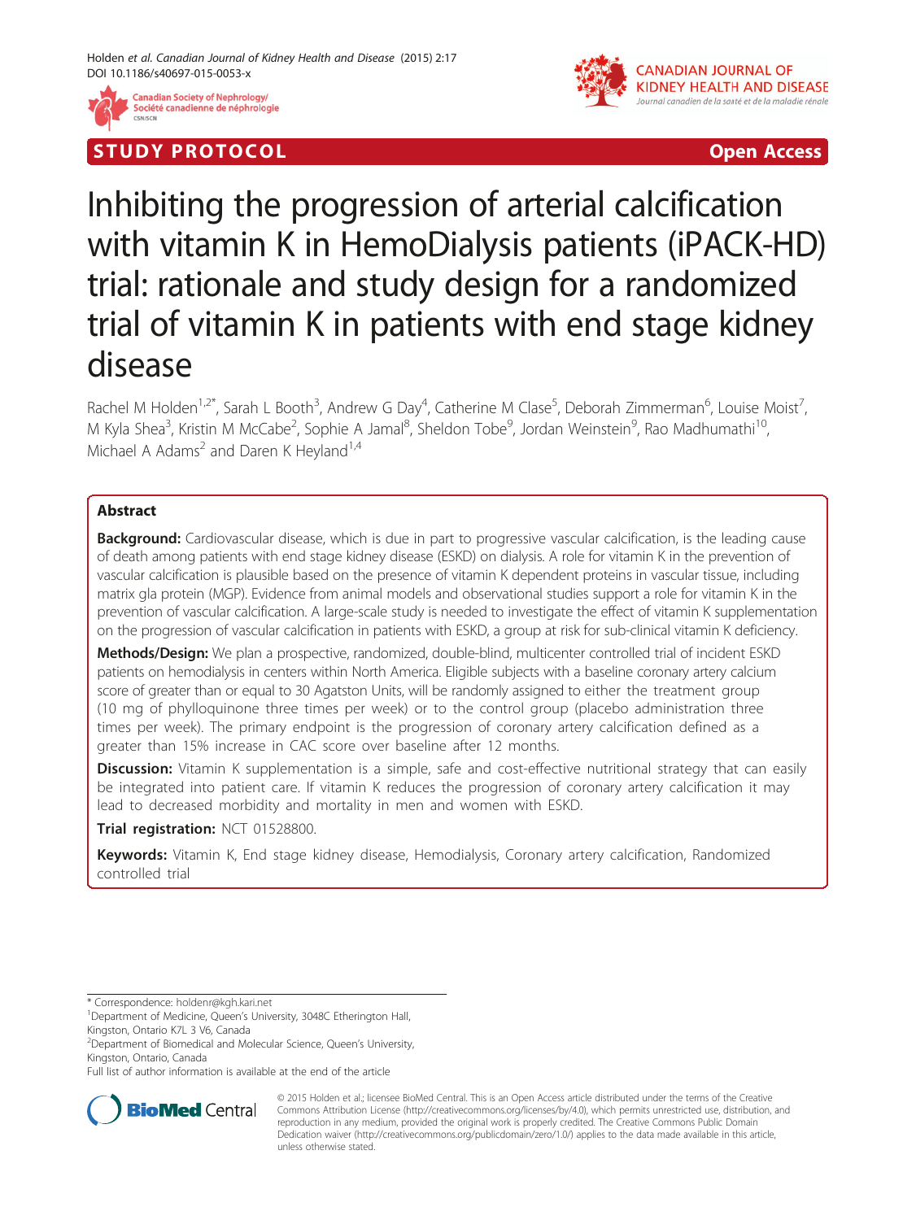STUDY PROTOCOL Open Access

# Inhibiting the progression of arterial calcification with vitamin K in HemoDialysis patients (iPACK-HD) trial: rationale and study design for a randomized trial of vitamin K in patients with end stage kidney disease

Rachel M Holden[1,2*], Sarah L Booth[3], Andrew G Day[4], Catherine M Clase[5], Deborah Zimmerman[6], Louise Moist[7], M Kyla Shea[3], Kristin M McCabe[2], Sophie A Jamal[8], Sheldon Tobe[9], Jordan Weinstein[9], Rao Madhumathi[10], Michael A Adams[2] and Daren K Heyland[1,4]

## Abstract

**Background:** Cardiovascular disease, which is due in part to progressive vascular calcification, is the leading cause of death among patients with end stage kidney disease (ESKD) on dialysis. A role for vitamin K in the prevention of vascular calcification is plausible based on the presence of vitamin K dependent proteins in vascular tissue, including matrix gla protein (MGP). Evidence from animal models and observational studies support a role for vitamin K in the prevention of vascular calcification. A large-scale study is needed to investigate the effect of vitamin K supplementation on the progression of vascular calcification in patients with ESKD, a group at risk for sub-clinical vitamin K deficiency.

**Methods/Design:** We plan a prospective, randomized, double-blind, multicenter controlled trial of incident ESKD patients on hemodialysis in centers within North America. Eligible subjects with a baseline coronary artery calcium score of greater than or equal to 30 Agatston Units, will be randomly assigned to either the treatment group (10 mg of phylloquinone three times per week) or to the control group (placebo administration three times per week). The primary endpoint is the progression of coronary artery calcification defined as a greater than 15% increase in CAC score over baseline after 12 months.

**Discussion:** Vitamin K supplementation is a simple, safe and cost-effective nutritional strategy that can easily be integrated into patient care. If vitamin K reduces the progression of coronary artery calcification it may lead to decreased morbidity and mortality in men and women with ESKD.

**Trial registration:** NCT 01528800.

**Keywords:** Vitamin K, End stage kidney disease, Hemodialysis, Coronary artery calcification, Randomized controlled trial

\* Correspondence: holdenr@kgh.kari.net
[1]Department of Medicine, Queen's University, 3048C Etherington Hall, Kingston, Ontario K7L 3 V6, Canada
[2]Department of Biomedical and Molecular Science, Queen's University, Kingston, Ontario, Canada
Full list of author information is available at the end of the article

© 2015 Holden et al.; licensee BioMed Central. This is an Open Access article distributed under the terms of the Creative Commons Attribution License (http://creativecommons.org/licenses/by/4.0), which permits unrestricted use, distribution, and reproduction in any medium, provided the original work is properly credited. The Creative Commons Public Domain Dedication waiver (http://creativecommons.org/publicdomain/zero/1.0/) applies to the data made available in this article, unless otherwise stated.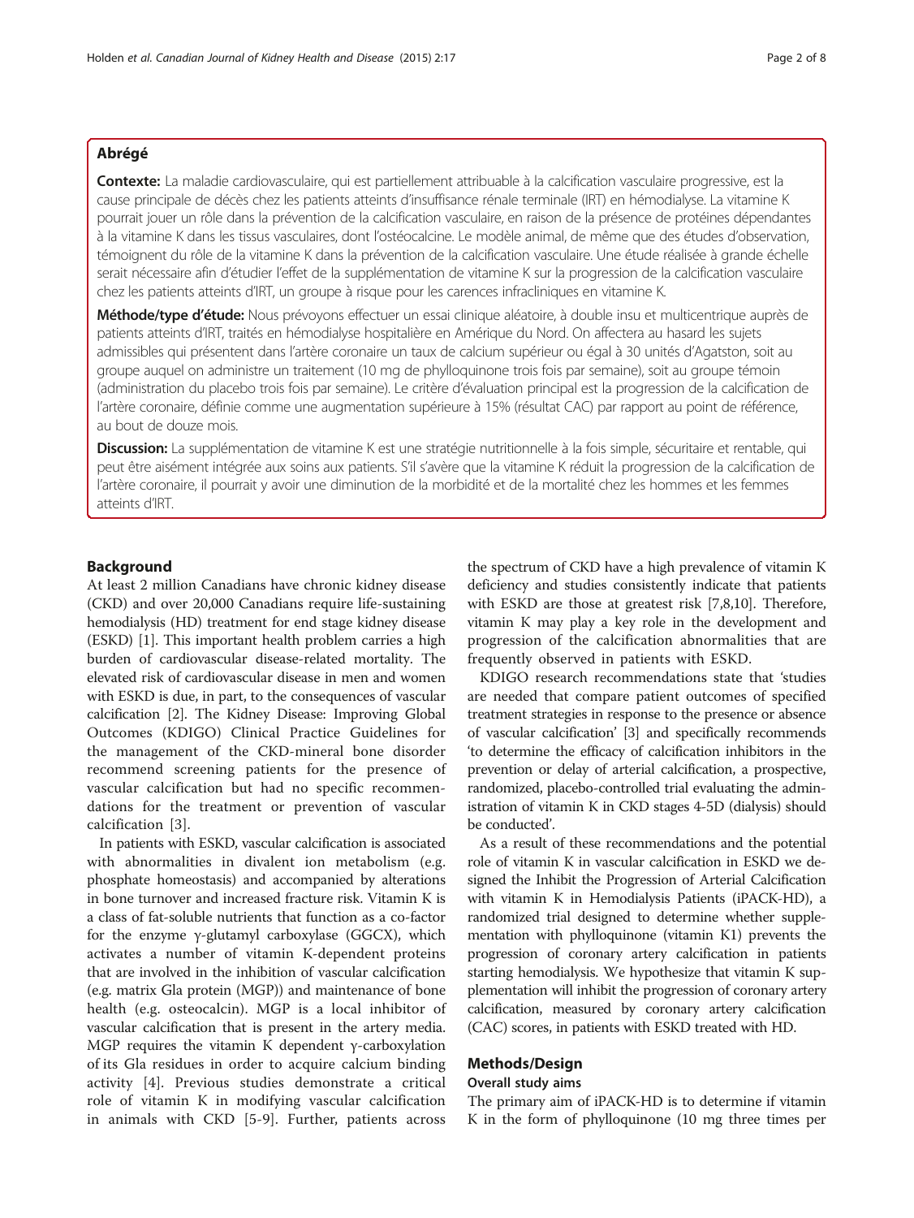## Abrégé

**Contexte:** La maladie cardiovasculaire, qui est partiellement attribuable à la calcification vasculaire progressive, est la cause principale de décès chez les patients atteints d'insuffisance rénale terminale (IRT) en hémodialyse. La vitamine K pourrait jouer un rôle dans la prévention de la calcification vasculaire, en raison de la présence de protéines dépendantes à la vitamine K dans les tissus vasculaires, dont l'ostéocalcine. Le modèle animal, de même que des études d'observation, témoignent du rôle de la vitamine K dans la prévention de la calcification vasculaire. Une étude réalisée à grande échelle serait nécessaire afin d'étudier l'effet de la supplémentation de vitamine K sur la progression de la calcification vasculaire chez les patients atteints d'IRT, un groupe à risque pour les carences infracliniques en vitamine K.

**Méthode/type d'étude:** Nous prévoyons effectuer un essai clinique aléatoire, à double insu et multicentrique auprès de patients atteints d'IRT, traités en hémodialyse hospitalière en Amérique du Nord. On affectera au hasard les sujets admissibles qui présentent dans l'artère coronaire un taux de calcium supérieur ou égal à 30 unités d'Agatston, soit au groupe auquel on administre un traitement (10 mg de phylloquinone trois fois par semaine), soit au groupe témoin (administration du placebo trois fois par semaine). Le critère d'évaluation principal est la progression de la calcification de l'artère coronaire, définie comme une augmentation supérieure à 15% (résultat CAC) par rapport au point de référence, au bout de douze mois.

**Discussion:** La supplémentation de vitamine K est une stratégie nutritionnelle à la fois simple, sécuritaire et rentable, qui peut être aisément intégrée aux soins aux patients. S'il s'avère que la vitamine K réduit la progression de la calcification de l'artère coronaire, il pourrait y avoir une diminution de la morbidité et de la mortalité chez les hommes et les femmes atteints d'IRT.

## Background

At least 2 million Canadians have chronic kidney disease (CKD) and over 20,000 Canadians require life-sustaining hemodialysis (HD) treatment for end stage kidney disease (ESKD) [1]. This important health problem carries a high burden of cardiovascular disease-related mortality. The elevated risk of cardiovascular disease in men and women with ESKD is due, in part, to the consequences of vascular calcification [2]. The Kidney Disease: Improving Global Outcomes (KDIGO) Clinical Practice Guidelines for the management of the CKD-mineral bone disorder recommend screening patients for the presence of vascular calcification but had no specific recommendations for the treatment or prevention of vascular calcification [3].

In patients with ESKD, vascular calcification is associated with abnormalities in divalent ion metabolism (e.g. phosphate homeostasis) and accompanied by alterations in bone turnover and increased fracture risk. Vitamin K is a class of fat-soluble nutrients that function as a co-factor for the enzyme γ-glutamyl carboxylase (GGCX), which activates a number of vitamin K-dependent proteins that are involved in the inhibition of vascular calcification (e.g. matrix Gla protein (MGP)) and maintenance of bone health (e.g. osteocalcin). MGP is a local inhibitor of vascular calcification that is present in the artery media. MGP requires the vitamin K dependent γ-carboxylation of its Gla residues in order to acquire calcium binding activity [4]. Previous studies demonstrate a critical role of vitamin K in modifying vascular calcification in animals with CKD [5-9]. Further, patients across the spectrum of CKD have a high prevalence of vitamin K deficiency and studies consistently indicate that patients with ESKD are those at greatest risk [7,8,10]. Therefore, vitamin K may play a key role in the development and progression of the calcification abnormalities that are frequently observed in patients with ESKD.

KDIGO research recommendations state that 'studies are needed that compare patient outcomes of specified treatment strategies in response to the presence or absence of vascular calcification' [3] and specifically recommends 'to determine the efficacy of calcification inhibitors in the prevention or delay of arterial calcification, a prospective, randomized, placebo-controlled trial evaluating the administration of vitamin K in CKD stages 4-5D (dialysis) should be conducted'.

As a result of these recommendations and the potential role of vitamin K in vascular calcification in ESKD we designed the Inhibit the Progression of Arterial Calcification with vitamin K in Hemodialysis Patients (iPACK-HD), a randomized trial designed to determine whether supplementation with phylloquinone (vitamin K1) prevents the progression of coronary artery calcification in patients starting hemodialysis. We hypothesize that vitamin K supplementation will inhibit the progression of coronary artery calcification, measured by coronary artery calcification (CAC) scores, in patients with ESKD treated with HD.

## Methods/Design

### Overall study aims

The primary aim of iPACK-HD is to determine if vitamin K in the form of phylloquinone (10 mg three times per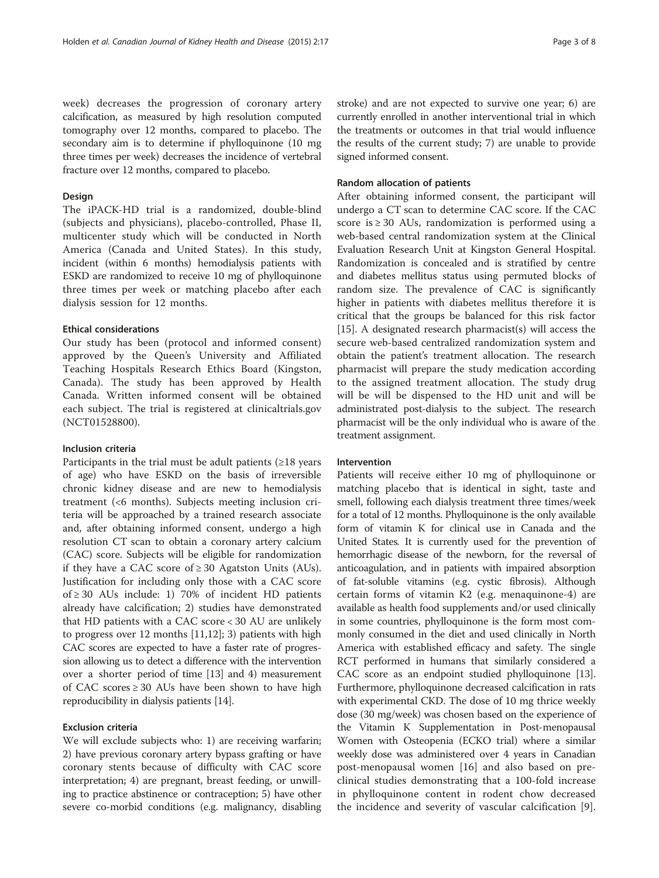week) decreases the progression of coronary artery calcification, as measured by high resolution computed tomography over 12 months, compared to placebo. The secondary aim is to determine if phylloquinone (10 mg three times per week) decreases the incidence of vertebral fracture over 12 months, compared to placebo.

## Design

The iPACK-HD trial is a randomized, double-blind (subjects and physicians), placebo-controlled, Phase II, multicenter study which will be conducted in North America (Canada and United States). In this study, incident (within 6 months) hemodialysis patients with ESKD are randomized to receive 10 mg of phylloquinone three times per week or matching placebo after each dialysis session for 12 months.

## Ethical considerations

Our study has been (protocol and informed consent) approved by the Queen's University and Affiliated Teaching Hospitals Research Ethics Board (Kingston, Canada). The study has been approved by Health Canada. Written informed consent will be obtained each subject. The trial is registered at clinicaltrials.gov (NCT01528800).

## Inclusion criteria

Participants in the trial must be adult patients (≥18 years of age) who have ESKD on the basis of irreversible chronic kidney disease and are new to hemodialysis treatment (<6 months). Subjects meeting inclusion criteria will be approached by a trained research associate and, after obtaining informed consent, undergo a high resolution CT scan to obtain a coronary artery calcium (CAC) score. Subjects will be eligible for randomization if they have a CAC score of ≥ 30 Agatston Units (AUs). Justification for including only those with a CAC score of ≥ 30 AUs include: 1) 70% of incident HD patients already have calcification; 2) studies have demonstrated that HD patients with a CAC score < 30 AU are unlikely to progress over 12 months [11,12]; 3) patients with high CAC scores are expected to have a faster rate of progression allowing us to detect a difference with the intervention over a shorter period of time [13] and 4) measurement of CAC scores ≥ 30 AUs have been shown to have high reproducibility in dialysis patients [14].

## Exclusion criteria

We will exclude subjects who: 1) are receiving warfarin; 2) have previous coronary artery bypass grafting or have coronary stents because of difficulty with CAC score interpretation; 4) are pregnant, breast feeding, or unwilling to practice abstinence or contraception; 5) have other severe co-morbid conditions (e.g. malignancy, disabling stroke) and are not expected to survive one year; 6) are currently enrolled in another interventional trial in which the treatments or outcomes in that trial would influence the results of the current study; 7) are unable to provide signed informed consent.

## Random allocation of patients

After obtaining informed consent, the participant will undergo a CT scan to determine CAC score. If the CAC score is ≥ 30 AUs, randomization is performed using a web-based central randomization system at the Clinical Evaluation Research Unit at Kingston General Hospital. Randomization is concealed and is stratified by centre and diabetes mellitus status using permuted blocks of random size. The prevalence of CAC is significantly higher in patients with diabetes mellitus therefore it is critical that the groups be balanced for this risk factor [15]. A designated research pharmacist(s) will access the secure web-based centralized randomization system and obtain the patient's treatment allocation. The research pharmacist will prepare the study medication according to the assigned treatment allocation. The study drug will be will be dispensed to the HD unit and will be administrated post-dialysis to the subject. The research pharmacist will be the only individual who is aware of the treatment assignment.

## Intervention

Patients will receive either 10 mg of phylloquinone or matching placebo that is identical in sight, taste and smell, following each dialysis treatment three times/week for a total of 12 months. Phylloquinone is the only available form of vitamin K for clinical use in Canada and the United States. It is currently used for the prevention of hemorrhagic disease of the newborn, for the reversal of anticoagulation, and in patients with impaired absorption of fat-soluble vitamins (e.g. cystic fibrosis). Although certain forms of vitamin K2 (e.g. menaquinone-4) are available as health food supplements and/or used clinically in some countries, phylloquinone is the form most commonly consumed in the diet and used clinically in North America with established efficacy and safety. The single RCT performed in humans that similarly considered a CAC score as an endpoint studied phylloquinone [13]. Furthermore, phylloquinone decreased calcification in rats with experimental CKD. The dose of 10 mg thrice weekly dose (30 mg/week) was chosen based on the experience of the Vitamin K Supplementation in Post-menopausal Women with Osteopenia (ECKO trial) where a similar weekly dose was administered over 4 years in Canadian post-menopausal women [16] and also based on pre-clinical studies demonstrating that a 100-fold increase in phylloquinone content in rodent chow decreased the incidence and severity of vascular calcification [9].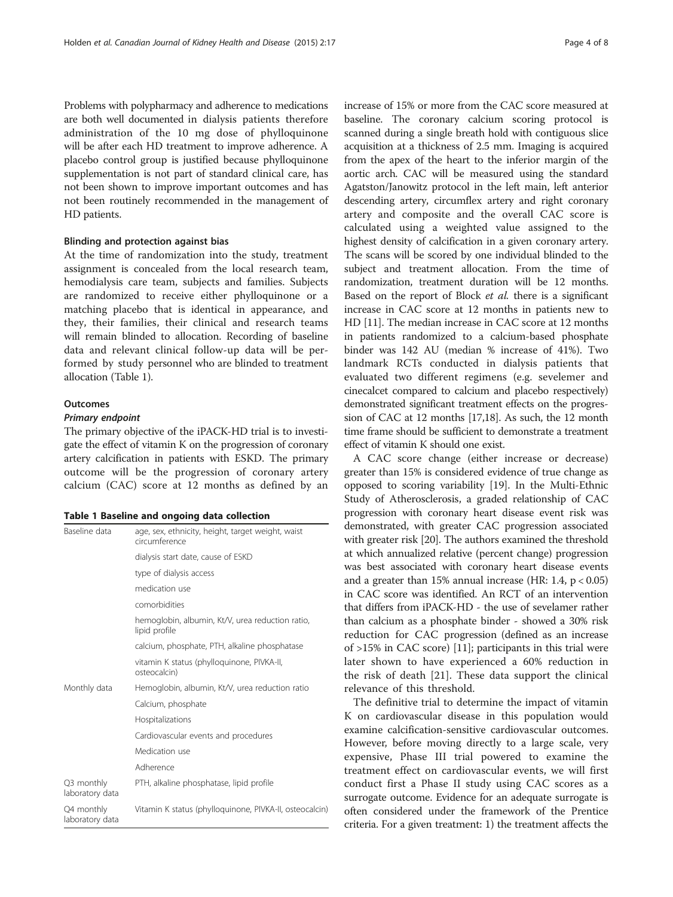Problems with polypharmacy and adherence to medications are both well documented in dialysis patients therefore administration of the 10 mg dose of phylloquinone will be after each HD treatment to improve adherence. A placebo control group is justified because phylloquinone supplementation is not part of standard clinical care, has not been shown to improve important outcomes and has not been routinely recommended in the management of HD patients.

### Blinding and protection against bias

At the time of randomization into the study, treatment assignment is concealed from the local research team, hemodialysis care team, subjects and families. Subjects are randomized to receive either phylloquinone or a matching placebo that is identical in appearance, and they, their families, their clinical and research teams will remain blinded to allocation. Recording of baseline data and relevant clinical follow-up data will be performed by study personnel who are blinded to treatment allocation (Table 1).

### Outcomes

#### *Primary endpoint*

The primary objective of the iPACK-HD trial is to investigate the effect of vitamin K on the progression of coronary artery calcification in patients with ESKD. The primary outcome will be the progression of coronary artery calcium (CAC) score at 12 months as defined by an increase of 15% or more from the CAC score measured at baseline. The coronary calcium scoring protocol is scanned during a single breath hold with contiguous slice acquisition at a thickness of 2.5 mm. Imaging is acquired from the apex of the heart to the inferior margin of the aortic arch. CAC will be measured using the standard Agatston/Janowitz protocol in the left main, left anterior descending artery, circumflex artery and right coronary artery and composite and the overall CAC score is calculated using a weighted value assigned to the highest density of calcification in a given coronary artery. The scans will be scored by one individual blinded to the subject and treatment allocation. From the time of randomization, treatment duration will be 12 months. Based on the report of Block *et al.* there is a significant increase in CAC score at 12 months in patients new to HD [11]. The median increase in CAC score at 12 months in patients randomized to a calcium-based phosphate binder was 142 AU (median % increase of 41%). Two landmark RCTs conducted in dialysis patients that evaluated two different regimens (e.g. sevelemer and cinecalcet compared to calcium and placebo respectively) demonstrated significant treatment effects on the progression of CAC at 12 months [17,18]. As such, the 12 month time frame should be sufficient to demonstrate a treatment effect of vitamin K should one exist.

**Table 1 Baseline and ongoing data collection**

| | |
|---|---|
| Baseline data | age, sex, ethnicity, height, target weight, waist circumference |
| | dialysis start date, cause of ESKD |
| | type of dialysis access |
| | medication use |
| | comorbidities |
| | hemoglobin, albumin, Kt/V, urea reduction ratio, lipid profile |
| | calcium, phosphate, PTH, alkaline phosphatase |
| | vitamin K status (phylloquinone, PIVKA-II, osteocalcin) |
| Monthly data | Hemoglobin, albumin, Kt/V, urea reduction ratio |
| | Calcium, phosphate |
| | Hospitalizations |
| | Cardiovascular events and procedures |
| | Medication use |
| | Adherence |
| Q3 monthly laboratory data | PTH, alkaline phosphatase, lipid profile |
| Q4 monthly laboratory data | Vitamin K status (phylloquinone, PIVKA-II, osteocalcin) |

A CAC score change (either increase or decrease) greater than 15% is considered evidence of true change as opposed to scoring variability [19]. In the Multi-Ethnic Study of Atherosclerosis, a graded relationship of CAC progression with coronary heart disease event risk was demonstrated, with greater CAC progression associated with greater risk [20]. The authors examined the threshold at which annualized relative (percent change) progression was best associated with coronary heart disease events and a greater than 15% annual increase (HR: 1.4, $p < 0.05$) in CAC score was identified. An RCT of an intervention that differs from iPACK-HD - the use of sevelamer rather than calcium as a phosphate binder - showed a 30% risk reduction for CAC progression (defined as an increase of >15% in CAC score) [11]; participants in this trial were later shown to have experienced a 60% reduction in the risk of death [21]. These data support the clinical relevance of this threshold.

The definitive trial to determine the impact of vitamin K on cardiovascular disease in this population would examine calcification-sensitive cardiovascular outcomes. However, before moving directly to a large scale, very expensive, Phase III trial powered to examine the treatment effect on cardiovascular events, we will first conduct first a Phase II study using CAC scores as a surrogate outcome. Evidence for an adequate surrogate is often considered under the framework of the Prentice criteria. For a given treatment: 1) the treatment affects the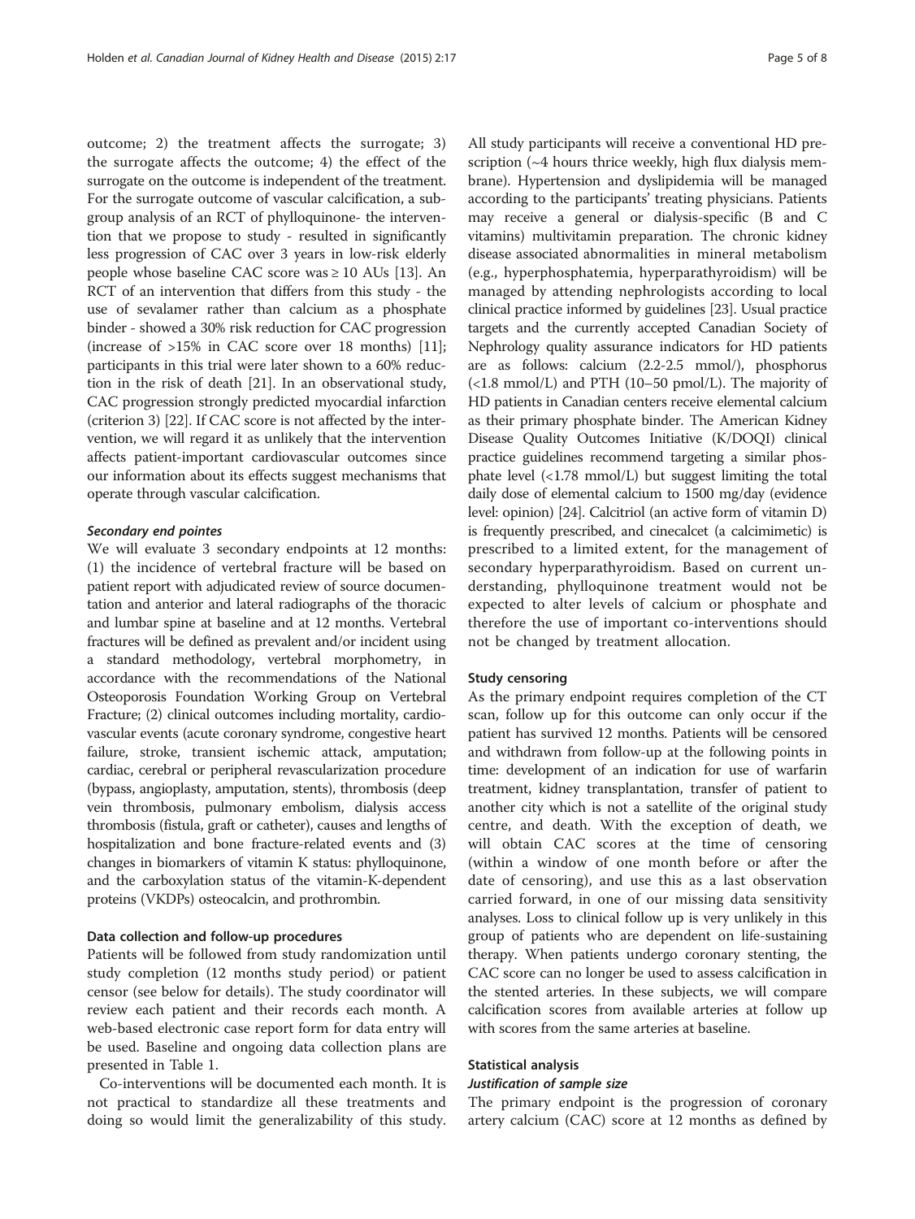outcome; 2) the treatment affects the surrogate; 3) the surrogate affects the outcome; 4) the effect of the surrogate on the outcome is independent of the treatment. For the surrogate outcome of vascular calcification, a subgroup analysis of an RCT of phylloquinone- the intervention that we propose to study - resulted in significantly less progression of CAC over 3 years in low-risk elderly people whose baseline CAC score was ≥ 10 AUs [13]. An RCT of an intervention that differs from this study - the use of sevalamer rather than calcium as a phosphate binder - showed a 30% risk reduction for CAC progression (increase of >15% in CAC score over 18 months) [11]; participants in this trial were later shown to a 60% reduction in the risk of death [21]. In an observational study, CAC progression strongly predicted myocardial infarction (criterion 3) [22]. If CAC score is not affected by the intervention, we will regard it as unlikely that the intervention affects patient-important cardiovascular outcomes since our information about its effects suggest mechanisms that operate through vascular calcification.

#### *Secondary end pointes*

We will evaluate 3 secondary endpoints at 12 months: (1) the incidence of vertebral fracture will be based on patient report with adjudicated review of source documentation and anterior and lateral radiographs of the thoracic and lumbar spine at baseline and at 12 months. Vertebral fractures will be defined as prevalent and/or incident using a standard methodology, vertebral morphometry, in accordance with the recommendations of the National Osteoporosis Foundation Working Group on Vertebral Fracture; (2) clinical outcomes including mortality, cardiovascular events (acute coronary syndrome, congestive heart failure, stroke, transient ischemic attack, amputation; cardiac, cerebral or peripheral revascularization procedure (bypass, angioplasty, amputation, stents), thrombosis (deep vein thrombosis, pulmonary embolism, dialysis access thrombosis (fistula, graft or catheter), causes and lengths of hospitalization and bone fracture-related events and (3) changes in biomarkers of vitamin K status: phylloquinone, and the carboxylation status of the vitamin-K-dependent proteins (VKDPs) osteocalcin, and prothrombin.

### Data collection and follow-up procedures

Patients will be followed from study randomization until study completion (12 months study period) or patient censor (see below for details). The study coordinator will review each patient and their records each month. A web-based electronic case report form for data entry will be used. Baseline and ongoing data collection plans are presented in Table 1.

Co-interventions will be documented each month. It is not practical to standardize all these treatments and doing so would limit the generalizability of this study. All study participants will receive a conventional HD prescription (~4 hours thrice weekly, high flux dialysis membrane). Hypertension and dyslipidemia will be managed according to the participants' treating physicians. Patients may receive a general or dialysis-specific (B and C vitamins) multivitamin preparation. The chronic kidney disease associated abnormalities in mineral metabolism (e.g., hyperphosphatemia, hyperparathyroidism) will be managed by attending nephrologists according to local clinical practice informed by guidelines [23]. Usual practice targets and the currently accepted Canadian Society of Nephrology quality assurance indicators for HD patients are as follows: calcium (2.2-2.5 mmol/), phosphorus (<1.8 mmol/L) and PTH (10–50 pmol/L). The majority of HD patients in Canadian centers receive elemental calcium as their primary phosphate binder. The American Kidney Disease Quality Outcomes Initiative (K/DOQI) clinical practice guidelines recommend targeting a similar phosphate level (<1.78 mmol/L) but suggest limiting the total daily dose of elemental calcium to 1500 mg/day (evidence level: opinion) [24]. Calcitriol (an active form of vitamin D) is frequently prescribed, and cinecalcet (a calcimimetic) is prescribed to a limited extent, for the management of secondary hyperparathyroidism. Based on current understanding, phylloquinone treatment would not be expected to alter levels of calcium or phosphate and therefore the use of important co-interventions should not be changed by treatment allocation.

### Study censoring

As the primary endpoint requires completion of the CT scan, follow up for this outcome can only occur if the patient has survived 12 months. Patients will be censored and withdrawn from follow-up at the following points in time: development of an indication for use of warfarin treatment, kidney transplantation, transfer of patient to another city which is not a satellite of the original study centre, and death. With the exception of death, we will obtain CAC scores at the time of censoring (within a window of one month before or after the date of censoring), and use this as a last observation carried forward, in one of our missing data sensitivity analyses. Loss to clinical follow up is very unlikely in this group of patients who are dependent on life-sustaining therapy. When patients undergo coronary stenting, the CAC score can no longer be used to assess calcification in the stented arteries. In these subjects, we will compare calcification scores from available arteries at follow up with scores from the same arteries at baseline.

### Statistical analysis

#### *Justification of sample size*

The primary endpoint is the progression of coronary artery calcium (CAC) score at 12 months as defined by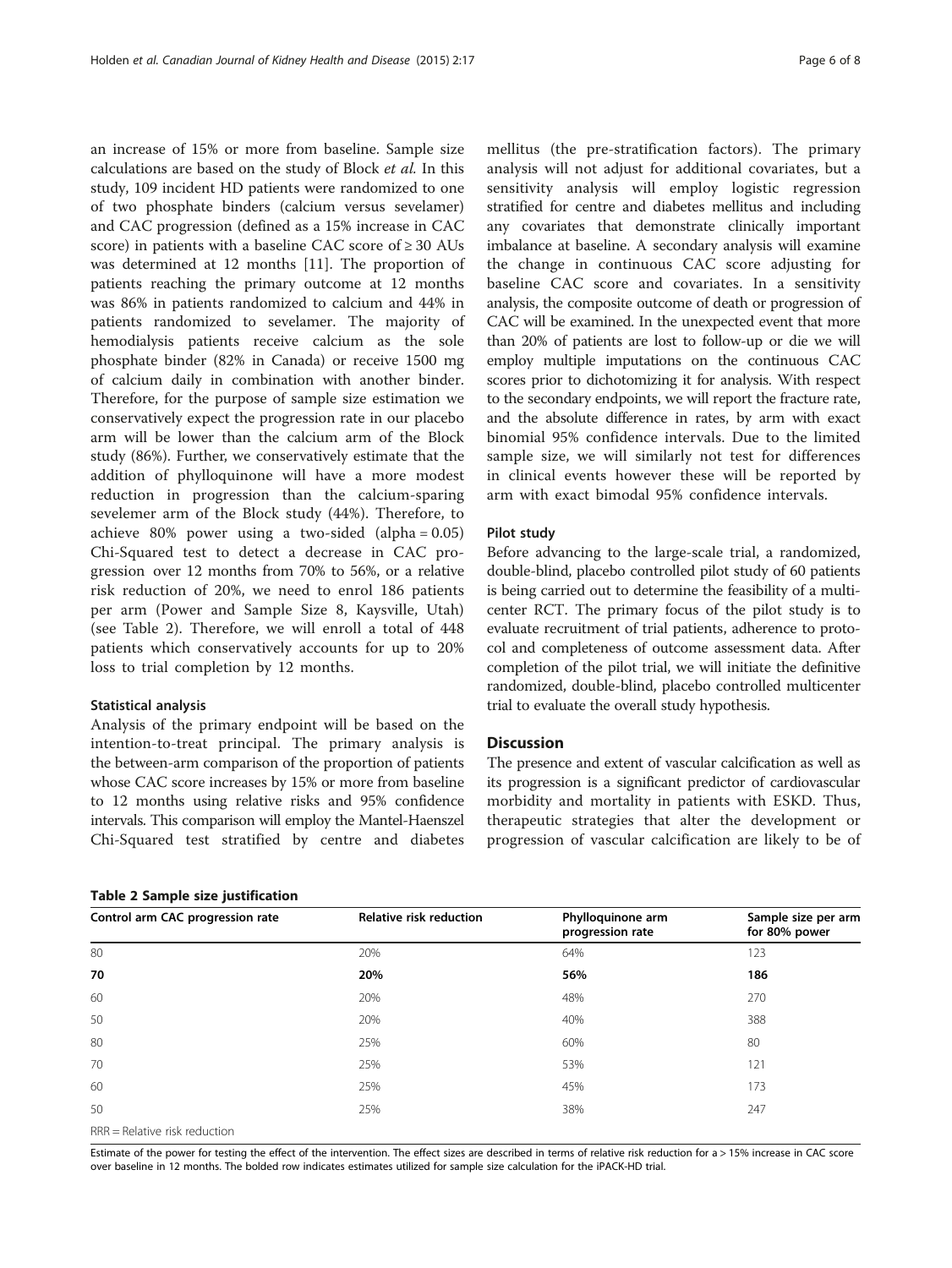an increase of 15% or more from baseline. Sample size calculations are based on the study of Block *et al.* In this study, 109 incident HD patients were randomized to one of two phosphate binders (calcium versus sevelamer) and CAC progression (defined as a 15% increase in CAC score) in patients with a baseline CAC score of ≥ 30 AUs was determined at 12 months [11]. The proportion of patients reaching the primary outcome at 12 months was 86% in patients randomized to calcium and 44% in patients randomized to sevelamer. The majority of hemodialysis patients receive calcium as the sole phosphate binder (82% in Canada) or receive 1500 mg of calcium daily in combination with another binder. Therefore, for the purpose of sample size estimation we conservatively expect the progression rate in our placebo arm will be lower than the calcium arm of the Block study (86%). Further, we conservatively estimate that the addition of phylloquinone will have a more modest reduction in progression than the calcium-sparing sevelemer arm of the Block study (44%). Therefore, to achieve 80% power using a two-sided (alpha = 0.05) Chi-Squared test to detect a decrease in CAC progression over 12 months from 70% to 56%, or a relative risk reduction of 20%, we need to enrol 186 patients per arm (Power and Sample Size 8, Kaysville, Utah) (see Table 2). Therefore, we will enroll a total of 448 patients which conservatively accounts for up to 20% loss to trial completion by 12 months.

### Statistical analysis

Analysis of the primary endpoint will be based on the intention-to-treat principal. The primary analysis is the between-arm comparison of the proportion of patients whose CAC score increases by 15% or more from baseline to 12 months using relative risks and 95% confidence intervals. This comparison will employ the Mantel-Haenszel Chi-Squared test stratified by centre and diabetes mellitus (the pre-stratification factors). The primary analysis will not adjust for additional covariates, but a sensitivity analysis will employ logistic regression stratified for centre and diabetes mellitus and including any covariates that demonstrate clinically important imbalance at baseline. A secondary analysis will examine the change in continuous CAC score adjusting for baseline CAC score and covariates. In a sensitivity analysis, the composite outcome of death or progression of CAC will be examined. In the unexpected event that more than 20% of patients are lost to follow-up or die we will employ multiple imputations on the continuous CAC scores prior to dichotomizing it for analysis. With respect to the secondary endpoints, we will report the fracture rate, and the absolute difference in rates, by arm with exact binomial 95% confidence intervals. Due to the limited sample size, we will similarly not test for differences in clinical events however these will be reported by arm with exact bimodal 95% confidence intervals.

### Pilot study

Before advancing to the large-scale trial, a randomized, double-blind, placebo controlled pilot study of 60 patients is being carried out to determine the feasibility of a multicenter RCT. The primary focus of the pilot study is to evaluate recruitment of trial patients, adherence to protocol and completeness of outcome assessment data. After completion of the pilot trial, we will initiate the definitive randomized, double-blind, placebo controlled multicenter trial to evaluate the overall study hypothesis.

## Discussion

The presence and extent of vascular calcification as well as its progression is a significant predictor of cardiovascular morbidity and mortality in patients with ESKD. Thus, therapeutic strategies that alter the development or progression of vascular calcification are likely to be of

**Table 2 Sample size justification**

| Control arm CAC progression rate | Relative risk reduction | Phylloquinone arm progression rate | Sample size per arm for 80% power |
|---|---|---|---|
| 80 | 20% | 64% | 123 |
| **70** | **20%** | **56%** | **186** |
| 60 | 20% | 48% | 270 |
| 50 | 20% | 40% | 388 |
| 80 | 25% | 60% | 80 |
| 70 | 25% | 53% | 121 |
| 60 | 25% | 45% | 173 |
| 50 | 25% | 38% | 247 |

RRR = Relative risk reduction

Estimate of the power for testing the effect of the intervention. The effect sizes are described in terms of relative risk reduction for a > 15% increase in CAC score over baseline in 12 months. The bolded row indicates estimates utilized for sample size calculation for the iPACK-HD trial.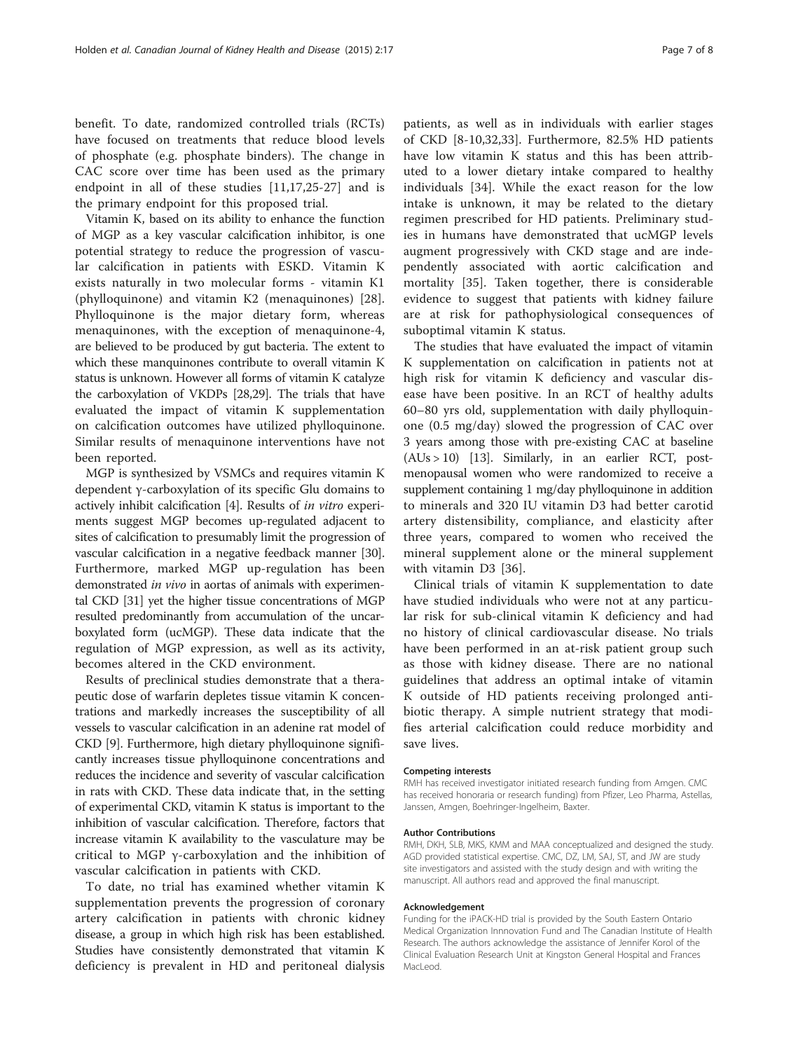benefit. To date, randomized controlled trials (RCTs) have focused on treatments that reduce blood levels of phosphate (e.g. phosphate binders). The change in CAC score over time has been used as the primary endpoint in all of these studies [11,17,25-27] and is the primary endpoint for this proposed trial.

Vitamin K, based on its ability to enhance the function of MGP as a key vascular calcification inhibitor, is one potential strategy to reduce the progression of vascular calcification in patients with ESKD. Vitamin K exists naturally in two molecular forms - vitamin K1 (phylloquinone) and vitamin K2 (menaquinones) [28]. Phylloquinone is the major dietary form, whereas menaquinones, with the exception of menaquinone-4, are believed to be produced by gut bacteria. The extent to which these manquinones contribute to overall vitamin K status is unknown. However all forms of vitamin K catalyze the carboxylation of VKDPs [28,29]. The trials that have evaluated the impact of vitamin K supplementation on calcification outcomes have utilized phylloquinone. Similar results of menaquinone interventions have not been reported.

MGP is synthesized by VSMCs and requires vitamin K dependent γ-carboxylation of its specific Glu domains to actively inhibit calcification [4]. Results of *in vitro* experiments suggest MGP becomes up-regulated adjacent to sites of calcification to presumably limit the progression of vascular calcification in a negative feedback manner [30]. Furthermore, marked MGP up-regulation has been demonstrated *in vivo* in aortas of animals with experimental CKD [31] yet the higher tissue concentrations of MGP resulted predominantly from accumulation of the uncarboxylated form (ucMGP). These data indicate that the regulation of MGP expression, as well as its activity, becomes altered in the CKD environment.

Results of preclinical studies demonstrate that a therapeutic dose of warfarin depletes tissue vitamin K concentrations and markedly increases the susceptibility of all vessels to vascular calcification in an adenine rat model of CKD [9]. Furthermore, high dietary phylloquinone significantly increases tissue phylloquinone concentrations and reduces the incidence and severity of vascular calcification in rats with CKD. These data indicate that, in the setting of experimental CKD, vitamin K status is important to the inhibition of vascular calcification. Therefore, factors that increase vitamin K availability to the vasculature may be critical to MGP γ-carboxylation and the inhibition of vascular calcification in patients with CKD.

To date, no trial has examined whether vitamin K supplementation prevents the progression of coronary artery calcification in patients with chronic kidney disease, a group in which high risk has been established. Studies have consistently demonstrated that vitamin K deficiency is prevalent in HD and peritoneal dialysis patients, as well as in individuals with earlier stages of CKD [8-10,32,33]. Furthermore, 82.5% HD patients have low vitamin K status and this has been attributed to a lower dietary intake compared to healthy individuals [34]. While the exact reason for the low intake is unknown, it may be related to the dietary regimen prescribed for HD patients. Preliminary studies in humans have demonstrated that ucMGP levels augment progressively with CKD stage and are independently associated with aortic calcification and mortality [35]. Taken together, there is considerable evidence to suggest that patients with kidney failure are at risk for pathophysiological consequences of suboptimal vitamin K status.

The studies that have evaluated the impact of vitamin K supplementation on calcification in patients not at high risk for vitamin K deficiency and vascular disease have been positive. In an RCT of healthy adults 60–80 yrs old, supplementation with daily phylloquinone (0.5 mg/day) slowed the progression of CAC over 3 years among those with pre-existing CAC at baseline (AUs > 10) [13]. Similarly, in an earlier RCT, postmenopausal women who were randomized to receive a supplement containing 1 mg/day phylloquinone in addition to minerals and 320 IU vitamin D3 had better carotid artery distensibility, compliance, and elasticity after three years, compared to women who received the mineral supplement alone or the mineral supplement with vitamin D3 [36].

Clinical trials of vitamin K supplementation to date have studied individuals who were not at any particular risk for sub-clinical vitamin K deficiency and had no history of clinical cardiovascular disease. No trials have been performed in an at-risk patient group such as those with kidney disease. There are no national guidelines that address an optimal intake of vitamin K outside of HD patients receiving prolonged antibiotic therapy. A simple nutrient strategy that modifies arterial calcification could reduce morbidity and save lives.

#### Competing interests

RMH has received investigator initiated research funding from Amgen. CMC has received honoraria or research funding) from Pfizer, Leo Pharma, Astellas, Janssen, Amgen, Boehringer-Ingelheim, Baxter.

#### Author Contributions

RMH, DKH, SLB, MKS, KMM and MAA conceptualized and designed the study. AGD provided statistical expertise. CMC, DZ, LM, SAJ, ST, and JW are study site investigators and assisted with the study design and with writing the manuscript. All authors read and approved the final manuscript.

#### Acknowledgement

Funding for the iPACK-HD trial is provided by the South Eastern Ontario Medical Organization Innnovation Fund and The Canadian Institute of Health Research. The authors acknowledge the assistance of Jennifer Korol of the Clinical Evaluation Research Unit at Kingston General Hospital and Frances MacLeod.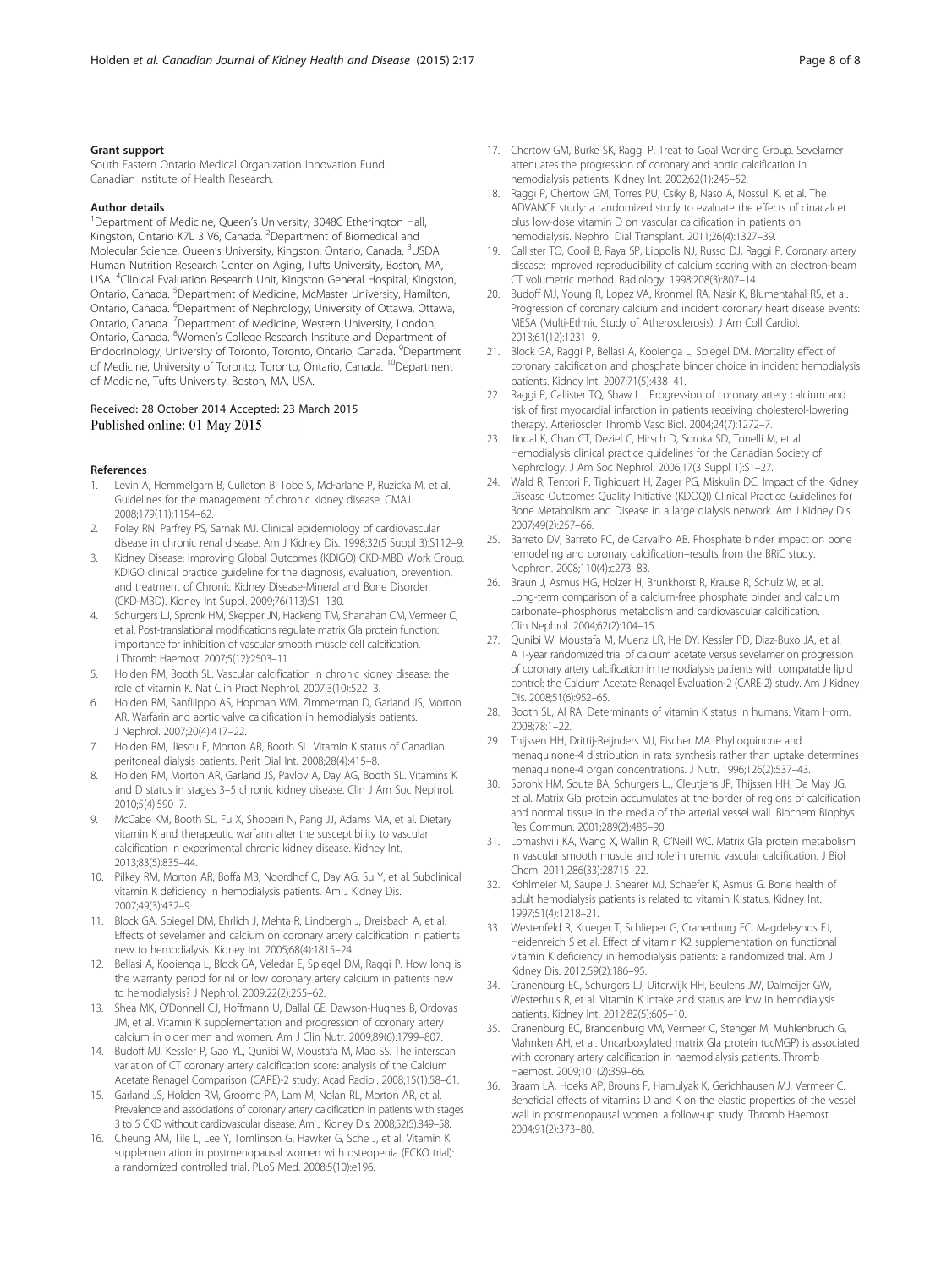#### Grant support

South Eastern Ontario Medical Organization Innovation Fund.
Canadian Institute of Health Research.

#### Author details

[1]Department of Medicine, Queen's University, 3048C Etherington Hall, Kingston, Ontario K7L 3 V6, Canada. [2]Department of Biomedical and Molecular Science, Queen's University, Kingston, Ontario, Canada. [3]USDA Human Nutrition Research Center on Aging, Tufts University, Boston, MA, USA. [4]Clinical Evaluation Research Unit, Kingston General Hospital, Kingston, Ontario, Canada. [5]Department of Medicine, McMaster University, Hamilton, Ontario, Canada. [6]Department of Nephrology, University of Ottawa, Ottawa, Ontario, Canada. [7]Department of Medicine, Western University, London, Ontario, Canada. [8]Women's College Research Institute and Department of Endocrinology, University of Toronto, Toronto, Ontario, Canada. [9]Department of Medicine, University of Toronto, Toronto, Ontario, Canada. [10]Department of Medicine, Tufts University, Boston, MA, USA.

Received: 28 October 2014 Accepted: 23 March 2015
Published online: 01 May 2015

#### References

1. Levin A, Hemmelgarn B, Culleton B, Tobe S, McFarlane P, Ruzicka M, et al. Guidelines for the management of chronic kidney disease. CMAJ. 2008;179(11):1154–62.
2. Foley RN, Parfrey PS, Sarnak MJ. Clinical epidemiology of cardiovascular disease in chronic renal disease. Am J Kidney Dis. 1998;32(5 Suppl 3):S112–9.
3. Kidney Disease: Improving Global Outcomes (KDIGO) CKD-MBD Work Group. KDIGO clinical practice guideline for the diagnosis, evaluation, prevention, and treatment of Chronic Kidney Disease-Mineral and Bone Disorder (CKD-MBD). Kidney Int Suppl. 2009;76(113):S1–130.
4. Schurgers LJ, Spronk HM, Skepper JN, Hackeng TM, Shanahan CM, Vermeer C, et al. Post-translational modifications regulate matrix Gla protein function: importance for inhibition of vascular smooth muscle cell calcification. J Thromb Haemost. 2007;5(12):2503–11.
5. Holden RM, Booth SL. Vascular calcification in chronic kidney disease: the role of vitamin K. Nat Clin Pract Nephrol. 2007;3(10):522–3.
6. Holden RM, Sanfilippo AS, Hopman WM, Zimmerman D, Garland JS, Morton AR. Warfarin and aortic valve calcification in hemodialysis patients. J Nephrol. 2007;20(4):417–22.
7. Holden RM, Iliescu E, Morton AR, Booth SL. Vitamin K status of Canadian peritoneal dialysis patients. Perit Dial Int. 2008;28(4):415–8.
8. Holden RM, Morton AR, Garland JS, Pavlov A, Day AG, Booth SL. Vitamins K and D status in stages 3–5 chronic kidney disease. Clin J Am Soc Nephrol. 2010;5(4):590–7.
9. McCabe KM, Booth SL, Fu X, Shobeiri N, Pang JJ, Adams MA, et al. Dietary vitamin K and therapeutic warfarin alter the susceptibility to vascular calcification in experimental chronic kidney disease. Kidney Int. 2013;83(5):835–44.
10. Pilkey RM, Morton AR, Boffa MB, Noordhof C, Day AG, Su Y, et al. Subclinical vitamin K deficiency in hemodialysis patients. Am J Kidney Dis. 2007;49(3):432–9.
11. Block GA, Spiegel DM, Ehrlich J, Mehta R, Lindbergh J, Dreisbach A, et al. Effects of sevelamer and calcium on coronary artery calcification in patients new to hemodialysis. Kidney Int. 2005;68(4):1815–24.
12. Bellasi A, Kooienga L, Block GA, Veledar E, Spiegel DM, Raggi P. How long is the warranty period for nil or low coronary artery calcium in patients new to hemodialysis? J Nephrol. 2009;22(2):255–62.
13. Shea MK, O'Donnell CJ, Hoffmann U, Dallal GE, Dawson-Hughes B, Ordovas JM, et al. Vitamin K supplementation and progression of coronary artery calcium in older men and women. Am J Clin Nutr. 2009;89(6):1799–807.
14. Budoff MJ, Kessler P, Gao YL, Qunibi W, Moustafa M, Mao SS. The interscan variation of CT coronary artery calcification score: analysis of the Calcium Acetate Renagel Comparison (CARE)-2 study. Acad Radiol. 2008;15(1):58–61.
15. Garland JS, Holden RM, Groome PA, Lam M, Nolan RL, Morton AR, et al. Prevalence and associations of coronary artery calcification in patients with stages 3 to 5 CKD without cardiovascular disease. Am J Kidney Dis. 2008;52(5):849–58.
16. Cheung AM, Tile L, Lee Y, Tomlinson G, Hawker G, Sche J, et al. Vitamin K supplementation in postmenopausal women with osteopenia (ECKO trial): a randomized controlled trial. PLoS Med. 2008;5(10):e196.
17. Chertow GM, Burke SK, Raggi P, Treat to Goal Working Group. Sevelamer attenuates the progression of coronary and aortic calcification in hemodialysis patients. Kidney Int. 2002;62(1):245–52.
18. Raggi P, Chertow GM, Torres PU, Csiky B, Naso A, Nossuli K, et al. The ADVANCE study: a randomized study to evaluate the effects of cinacalcet plus low-dose vitamin D on vascular calcification in patients on hemodialysis. Nephrol Dial Transplant. 2011;26(4):1327–39.
19. Callister TQ, Cooil B, Raya SP, Lippolis NJ, Russo DJ, Raggi P. Coronary artery disease: improved reproducibility of calcium scoring with an electron-beam CT volumetric method. Radiology. 1998;208(3):807–14.
20. Budoff MJ, Young R, Lopez VA, Kronmel RA, Nasir K, Blumentahal RS, et al. Progression of coronary calcium and incident coronary heart disease events: MESA (Multi-Ethnic Study of Atherosclerosis). J Am Coll Cardiol. 2013;61(12):1231–9.
21. Block GA, Raggi P, Bellasi A, Kooienga L, Spiegel DM. Mortality effect of coronary calcification and phosphate binder choice in incident hemodialysis patients. Kidney Int. 2007;71(5):438–41.
22. Raggi P, Callister TQ, Shaw LJ. Progression of coronary artery calcium and risk of first myocardial infarction in patients receiving cholesterol-lowering therapy. Arterioscler Thromb Vasc Biol. 2004;24(7):1272–7.
23. Jindal K, Chan CT, Deziel C, Hirsch D, Soroka SD, Tonelli M, et al. Hemodialysis clinical practice guidelines for the Canadian Society of Nephrology. J Am Soc Nephrol. 2006;17(3 Suppl 1):S1–27.
24. Wald R, Tentori F, Tighiouart H, Zager PG, Miskulin DC. Impact of the Kidney Disease Outcomes Quality Initiative (KDOQI) Clinical Practice Guidelines for Bone Metabolism and Disease in a large dialysis network. Am J Kidney Dis. 2007;49(2):257–66.
25. Barreto DV, Barreto FC, de Carvalho AB. Phosphate binder impact on bone remodeling and coronary calcification–results from the BRiC study. Nephron. 2008;110(4):c273–83.
26. Braun J, Asmus HG, Holzer H, Brunkhorst R, Krause R, Schulz W, et al. Long-term comparison of a calcium-free phosphate binder and calcium carbonate–phosphorus metabolism and cardiovascular calcification. Clin Nephrol. 2004;62(2):104–15.
27. Qunibi W, Moustafa M, Muenz LR, He DY, Kessler PD, Diaz-Buxo JA, et al. A 1-year randomized trial of calcium acetate versus sevelamer on progression of coronary artery calcification in hemodialysis patients with comparable lipid control: the Calcium Acetate Renagel Evaluation-2 (CARE-2) study. Am J Kidney Dis. 2008;51(6):952–65.
28. Booth SL, Al RA. Determinants of vitamin K status in humans. Vitam Horm. 2008;78:1–22.
29. Thijssen HH, Drittij-Reijnders MJ, Fischer MA. Phylloquinone and menaquinone-4 distribution in rats: synthesis rather than uptake determines menaquinone-4 organ concentrations. J Nutr. 1996;126(2):537–43.
30. Spronk HM, Soute BA, Schurgers LJ, Cleutjens JP, Thijssen HH, De May JG, et al. Matrix Gla protein accumulates at the border of regions of calcification and normal tissue in the media of the arterial vessel wall. Biochem Biophys Res Commun. 2001;289(2):485–90.
31. Lomashvili KA, Wang X, Wallin R, O'Neill WC. Matrix Gla protein metabolism in vascular smooth muscle and role in uremic vascular calcification. J Biol Chem. 2011;286(33):28715–22.
32. Kohlmeier M, Saupe J, Shearer MJ, Schaefer K, Asmus G. Bone health of adult hemodialysis patients is related to vitamin K status. Kidney Int. 1997;51(4):1218–21.
33. Westenfeld R, Krueger T, Schlieper G, Cranenburg EC, Magdeleynds EJ, Heidenreich S et al. Effect of vitamin K2 supplementation on functional vitamin K deficiency in hemodialysis patients: a randomized trial. Am J Kidney Dis. 2012;59(2):186–95.
34. Cranenburg EC, Schurgers LJ, Uiterwijk HH, Beulens JW, Dalmeijer GW, Westerhuis R, et al. Vitamin K intake and status are low in hemodialysis patients. Kidney Int. 2012;82(5):605–10.
35. Cranenburg EC, Brandenburg VM, Vermeer C, Stenger M, Muhlenbruch G, Mahnken AH, et al. Uncarboxylated matrix Gla protein (ucMGP) is associated with coronary artery calcification in haemodialysis patients. Thromb Haemost. 2009;101(2):359–66.
36. Braam LA, Hoeks AP, Brouns F, Hamulyak K, Gerichhausen MJ, Vermeer C. Beneficial effects of vitamins D and K on the elastic properties of the vessel wall in postmenopausal women: a follow-up study. Thromb Haemost. 2004;91(2):373–80.